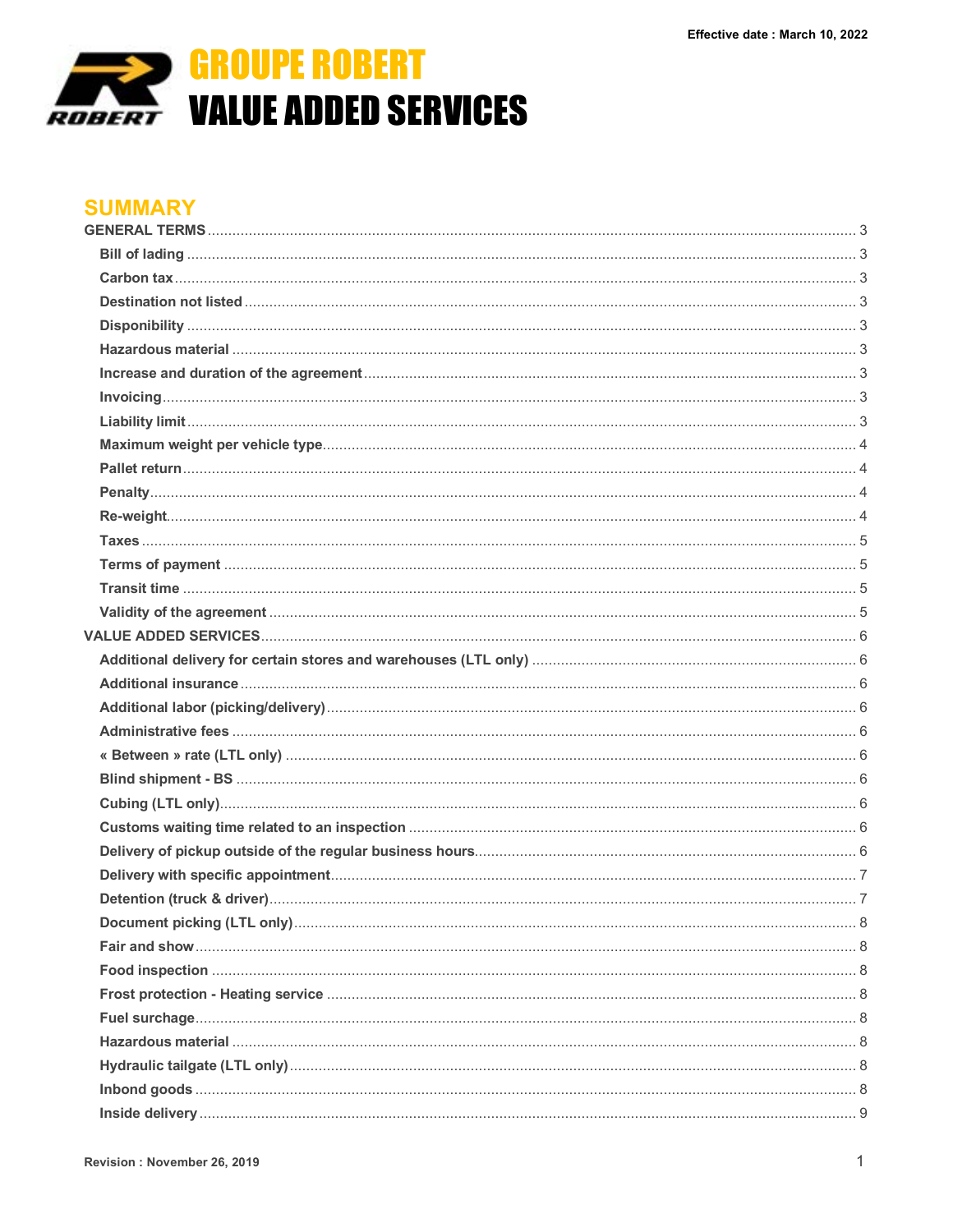Effective date : March 10, 2022

# GROUPE ROBERT
# VALUE ADDED SERVICES

## SUMMARY

GENERAL TERMS ..... 3
- Bill of lading ..... 3
- Carbon tax ..... 3
- Destination not listed ..... 3
- Disponibility ..... 3
- Hazardous material ..... 3
- Increase and duration of the agreement ..... 3
- Invoicing ..... 3
- Liability limit ..... 3
- Maximum weight per vehicle type ..... 4
- Pallet return ..... 4
- Penalty ..... 4
- Re-weight ..... 4
- Taxes ..... 5
- Terms of payment ..... 5
- Transit time ..... 5
- Validity of the agreement ..... 5

VALUE ADDED SERVICES ..... 6
- Additional delivery for certain stores and warehouses (LTL only) ..... 6
- Additional insurance ..... 6
- Additional labor (picking/delivery) ..... 6
- Administrative fees ..... 6
- « Between » rate (LTL only) ..... 6
- Blind shipment - BS ..... 6
- Cubing (LTL only) ..... 6
- Customs waiting time related to an inspection ..... 6
- Delivery of pickup outside of the regular business hours ..... 6
- Delivery with specific appointment ..... 7
- Detention (truck & driver) ..... 7
- Document picking (LTL only) ..... 8
- Fair and show ..... 8
- Food inspection ..... 8
- Frost protection - Heating service ..... 8
- Fuel surcharge ..... 8
- Hazardous material ..... 8
- Hydraulic tailgate (LTL only) ..... 8
- Inbond goods ..... 8
- Inside delivery ..... 9

Revision : November 26, 2019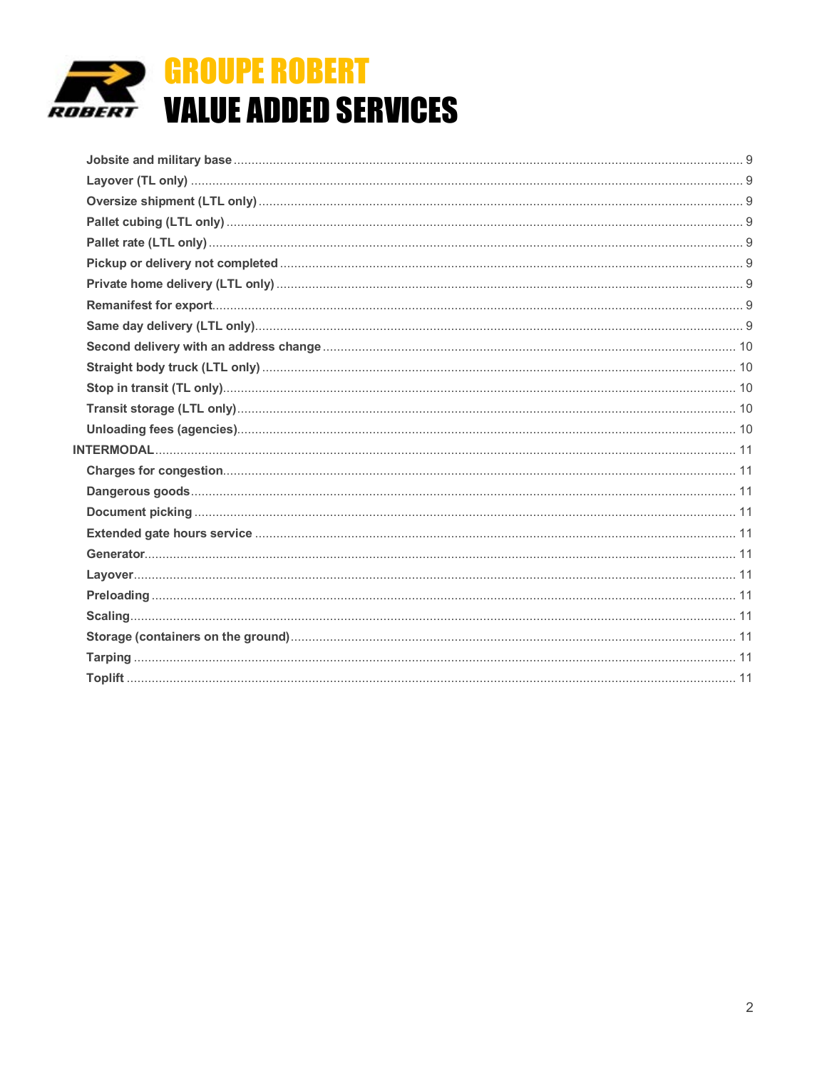# GROUPE ROBERT
# VALUE ADDED SERVICES

- Jobsite and military base ..... 9
- Layover (TL only) ..... 9
- Oversize shipment (LTL only) ..... 9
- Pallet cubing (LTL only) ..... 9
- Pallet rate (LTL only) ..... 9
- Pickup or delivery not completed ..... 9
- Private home delivery (LTL only) ..... 9
- Remanifest for export ..... 9
- Same day delivery (LTL only) ..... 9
- Second delivery with an address change ..... 10
- Straight body truck (LTL only) ..... 10
- Stop in transit (TL only) ..... 10
- Transit storage (LTL only) ..... 10
- Unloading fees (agencies) ..... 10

INTERMODAL ..... 11

- Charges for congestion ..... 11
- Dangerous goods ..... 11
- Document picking ..... 11
- Extended gate hours service ..... 11
- Generator ..... 11
- Layover ..... 11
- Preloading ..... 11
- Scaling ..... 11
- Storage (containers on the ground) ..... 11
- Tarping ..... 11
- Toplift ..... 11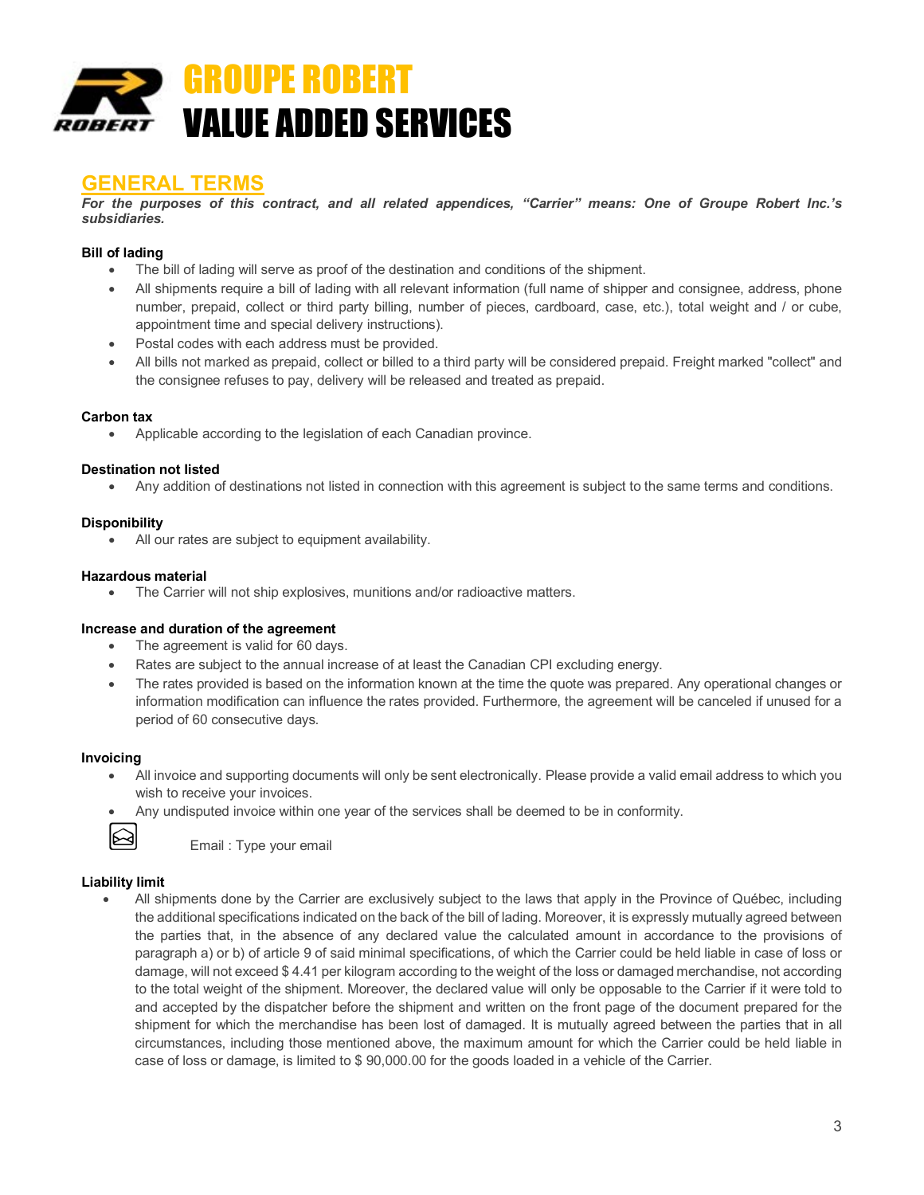# GROUPE ROBERT
# VALUE ADDED SERVICES

## GENERAL TERMS

***For the purposes of this contract, and all related appendices, "Carrier" means: One of Groupe Robert Inc.'s subsidiaries.***

**Bill of lading**

- The bill of lading will serve as proof of the destination and conditions of the shipment.
- All shipments require a bill of lading with all relevant information (full name of shipper and consignee, address, phone number, prepaid, collect or third party billing, number of pieces, cardboard, case, etc.), total weight and / or cube, appointment time and special delivery instructions).
- Postal codes with each address must be provided.
- All bills not marked as prepaid, collect or billed to a third party will be considered prepaid. Freight marked "collect" and the consignee refuses to pay, delivery will be released and treated as prepaid.

**Carbon tax**

- Applicable according to the legislation of each Canadian province.

**Destination not listed**

- Any addition of destinations not listed in connection with this agreement is subject to the same terms and conditions.

**Disponibility**

- All our rates are subject to equipment availability.

**Hazardous material**

- The Carrier will not ship explosives, munitions and/or radioactive matters.

**Increase and duration of the agreement**

- The agreement is valid for 60 days.
- Rates are subject to the annual increase of at least the Canadian CPI excluding energy.
- The rates provided is based on the information known at the time the quote was prepared. Any operational changes or information modification can influence the rates provided. Furthermore, the agreement will be canceled if unused for a period of 60 consecutive days.

**Invoicing**

- All invoice and supporting documents will only be sent electronically. Please provide a valid email address to which you wish to receive your invoices.
- Any undisputed invoice within one year of the services shall be deemed to be in conformity.

Email : Type your email

**Liability limit**

- All shipments done by the Carrier are exclusively subject to the laws that apply in the Province of Québec, including the additional specifications indicated on the back of the bill of lading. Moreover, it is expressly mutually agreed between the parties that, in the absence of any declared value the calculated amount in accordance to the provisions of paragraph a) or b) of article 9 of said minimal specifications, of which the Carrier could be held liable in case of loss or damage, will not exceed $ 4.41 per kilogram according to the weight of the loss or damaged merchandise, not according to the total weight of the shipment. Moreover, the declared value will only be opposable to the Carrier if it were told to and accepted by the dispatcher before the shipment and written on the front page of the document prepared for the shipment for which the merchandise has been lost of damaged. It is mutually agreed between the parties that in all circumstances, including those mentioned above, the maximum amount for which the Carrier could be held liable in case of loss or damage, is limited to $ 90,000.00 for the goods loaded in a vehicle of the Carrier.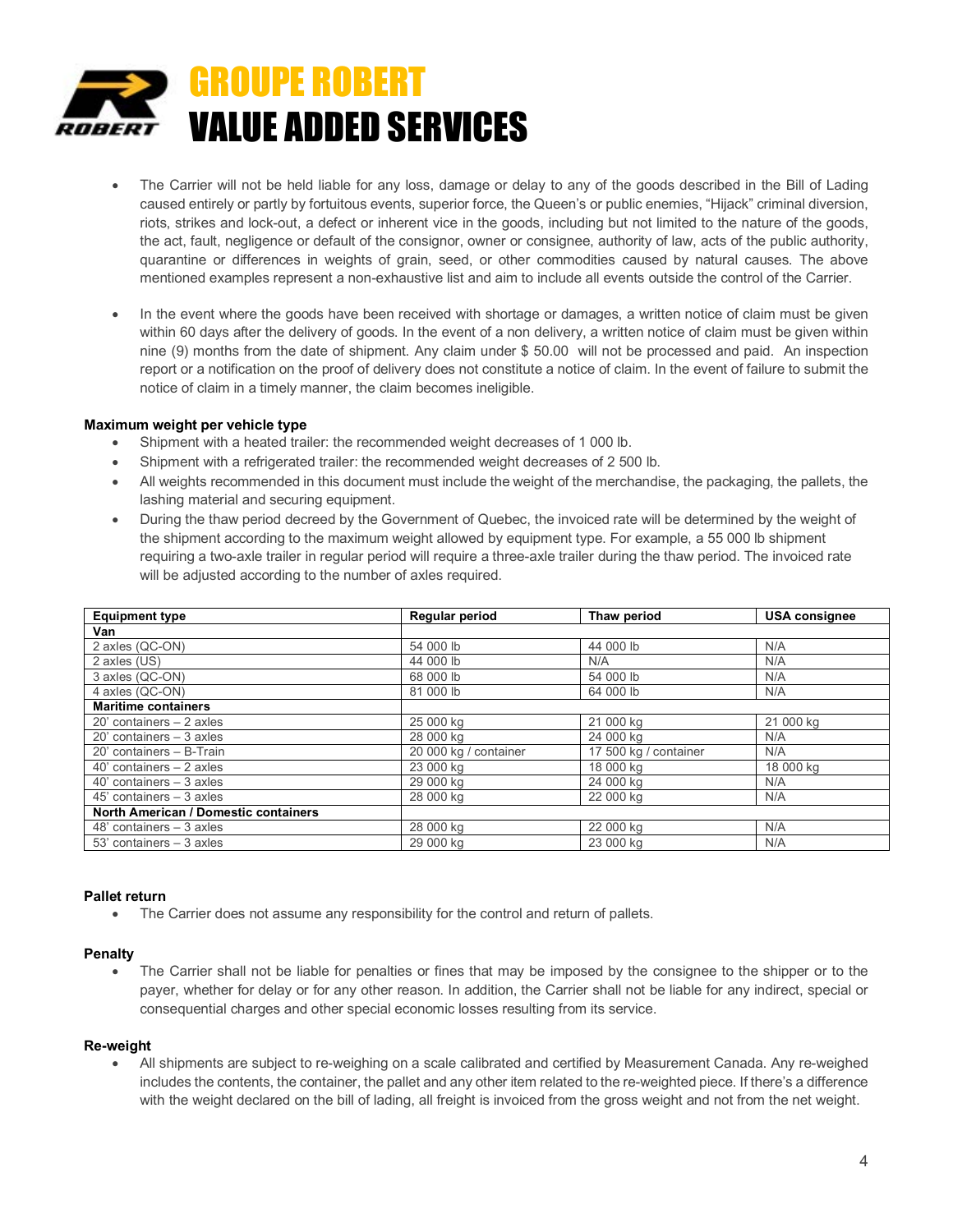- The Carrier will not be held liable for any loss, damage or delay to any of the goods described in the Bill of Lading caused entirely or partly by fortuitous events, superior force, the Queen's or public enemies, "Hijack" criminal diversion, riots, strikes and lock-out, a defect or inherent vice in the goods, including but not limited to the nature of the goods, the act, fault, negligence or default of the consignor, owner or consignee, authority of law, acts of the public authority, quarantine or differences in weights of grain, seed, or other commodities caused by natural causes. The above mentioned examples represent a non-exhaustive list and aim to include all events outside the control of the Carrier.

- In the event where the goods have been received with shortage or damages, a written notice of claim must be given within 60 days after the delivery of goods. In the event of a non delivery, a written notice of claim must be given within nine (9) months from the date of shipment. Any claim under $ 50.00 will not be processed and paid. An inspection report or a notification on the proof of delivery does not constitute a notice of claim. In the event of failure to submit the notice of claim in a timely manner, the claim becomes ineligible.

**Maximum weight per vehicle type**

- Shipment with a heated trailer: the recommended weight decreases of 1 000 lb.
- Shipment with a refrigerated trailer: the recommended weight decreases of 2 500 lb.
- All weights recommended in this document must include the weight of the merchandise, the packaging, the pallets, the lashing material and securing equipment.
- During the thaw period decreed by the Government of Quebec, the invoiced rate will be determined by the weight of the shipment according to the maximum weight allowed by equipment type. For example, a 55 000 lb shipment requiring a two-axle trailer in regular period will require a three-axle trailer during the thaw period. The invoiced rate will be adjusted according to the number of axles required.

| Equipment type | Regular period | Thaw period | USA consignee |
|---|---|---|---|
| **Van** | | | |
| 2 axles (QC-ON) | 54 000 lb | 44 000 lb | N/A |
| 2 axles (US) | 44 000 lb | N/A | N/A |
| 3 axles (QC-ON) | 68 000 lb | 54 000 lb | N/A |
| 4 axles (QC-ON) | 81 000 lb | 64 000 lb | N/A |
| **Maritime containers** | | | |
| 20' containers – 2 axles | 25 000 kg | 21 000 kg | 21 000 kg |
| 20' containers – 3 axles | 28 000 kg | 24 000 kg | N/A |
| 20' containers – B-Train | 20 000 kg / container | 17 500 kg / container | N/A |
| 40' containers – 2 axles | 23 000 kg | 18 000 kg | 18 000 kg |
| 40' containers – 3 axles | 29 000 kg | 24 000 kg | N/A |
| 45' containers – 3 axles | 28 000 kg | 22 000 kg | N/A |
| **North American / Domestic containers** | | | |
| 48' containers – 3 axles | 28 000 kg | 22 000 kg | N/A |
| 53' containers – 3 axles | 29 000 kg | 23 000 kg | N/A |

**Pallet return**

- The Carrier does not assume any responsibility for the control and return of pallets.

**Penalty**

- The Carrier shall not be liable for penalties or fines that may be imposed by the consignee to the shipper or to the payer, whether for delay or for any other reason. In addition, the Carrier shall not be liable for any indirect, special or consequential charges and other special economic losses resulting from its service.

**Re-weight**

- All shipments are subject to re-weighing on a scale calibrated and certified by Measurement Canada. Any re-weighed includes the contents, the container, the pallet and any other item related to the re-weighted piece. If there's a difference with the weight declared on the bill of lading, all freight is invoiced from the gross weight and not from the net weight.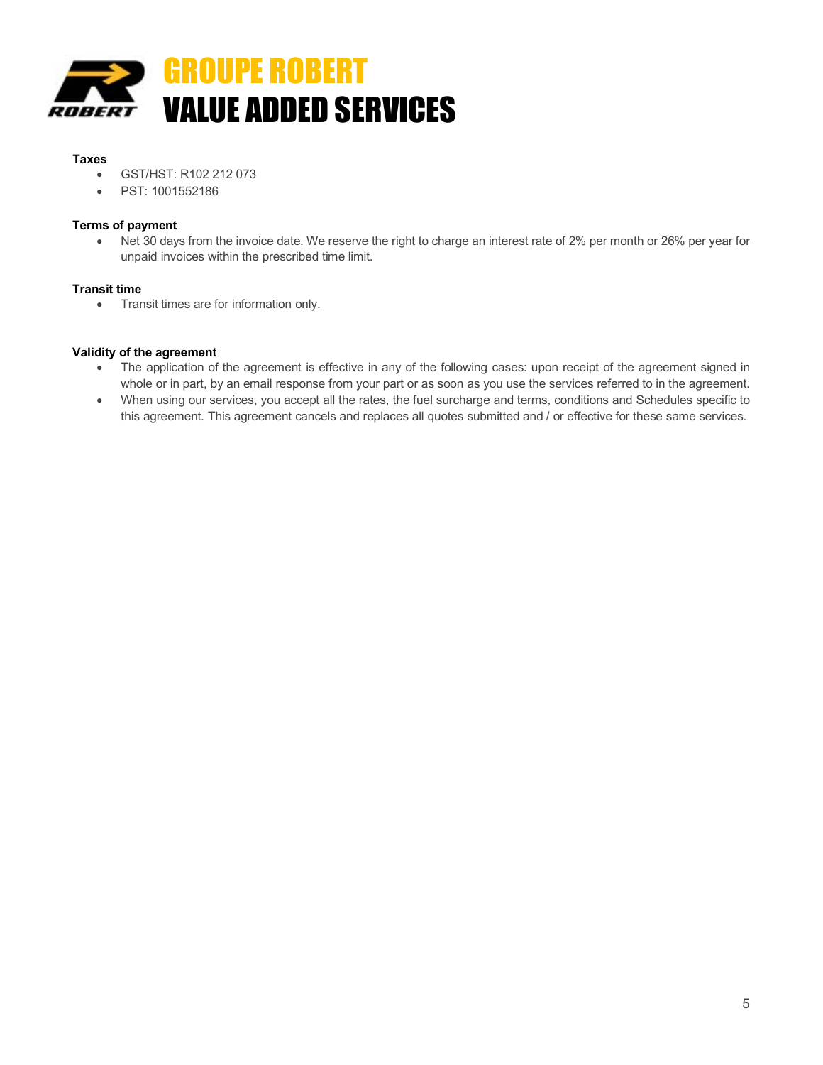**Taxes**

- GST/HST: R102 212 073
- PST: 1001552186

**Terms of payment**

- Net 30 days from the invoice date. We reserve the right to charge an interest rate of 2% per month or 26% per year for unpaid invoices within the prescribed time limit.

**Transit time**

- Transit times are for information only.

**Validity of the agreement**

- The application of the agreement is effective in any of the following cases: upon receipt of the agreement signed in whole or in part, by an email response from your part or as soon as you use the services referred to in the agreement.
- When using our services, you accept all the rates, the fuel surcharge and terms, conditions and Schedules specific to this agreement. This agreement cancels and replaces all quotes submitted and / or effective for these same services.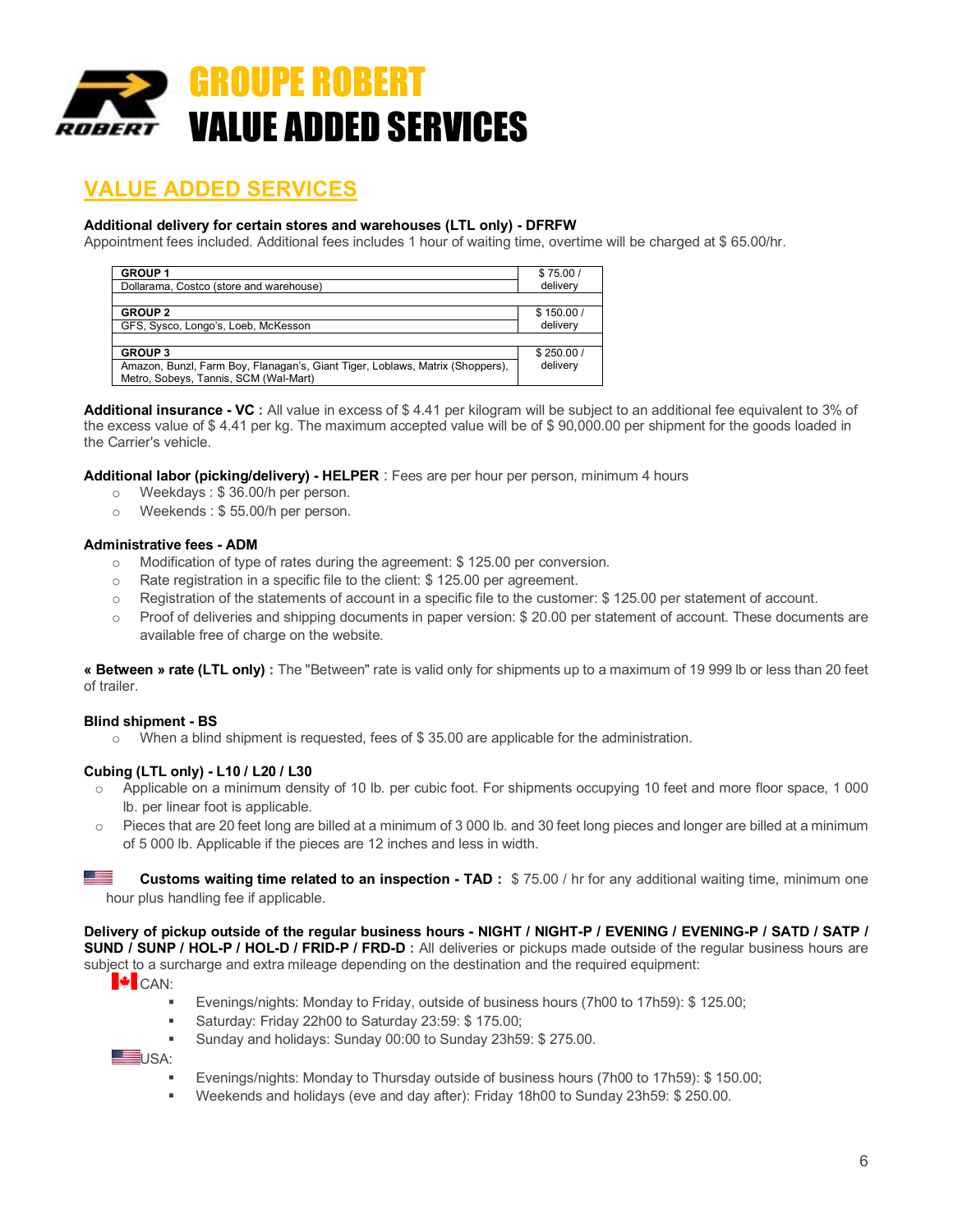# GROUPE ROBERT
# VALUE ADDED SERVICES

## VALUE ADDED SERVICES

**Additional delivery for certain stores and warehouses (LTL only) - DFRFW**
Appointment fees included. Additional fees includes 1 hour of waiting time, overtime will be charged at $ 65.00/hr.

| | |
|---|---|
| **GROUP 1**<br>Dollarama, Costco (store and warehouse) | $ 75.00 / delivery |
| **GROUP 2**<br>GFS, Sysco, Longo's, Loeb, McKesson | $ 150.00 / delivery |
| **GROUP 3**<br>Amazon, Bunzl, Farm Boy, Flanagan's, Giant Tiger, Loblaws, Matrix (Shoppers), Metro, Sobeys, Tannis, SCM (Wal-Mart) | $ 250.00 / delivery |

**Additional insurance - VC :** All value in excess of $ 4.41 per kilogram will be subject to an additional fee equivalent to 3% of the excess value of $ 4.41 per kg. The maximum accepted value will be of $ 90,000.00 per shipment for the goods loaded in the Carrier's vehicle.

**Additional labor (picking/delivery) - HELPER** : Fees are per hour per person, minimum 4 hours
- Weekdays : $ 36.00/h per person.
- Weekends : $ 55.00/h per person.

**Administrative fees - ADM**
- Modification of type of rates during the agreement: $ 125.00 per conversion.
- Rate registration in a specific file to the client: $ 125.00 per agreement.
- Registration of the statements of account in a specific file to the customer: $ 125.00 per statement of account.
- Proof of deliveries and shipping documents in paper version: $ 20.00 per statement of account. These documents are available free of charge on the website.

**« Between » rate (LTL only) :** The "Between" rate is valid only for shipments up to a maximum of 19 999 lb or less than 20 feet of trailer.

**Blind shipment - BS**
- When a blind shipment is requested, fees of $ 35.00 are applicable for the administration.

**Cubing (LTL only) - L10 / L20 / L30**
- Applicable on a minimum density of 10 lb. per cubic foot. For shipments occupying 10 feet and more floor space, 1 000 lb. per linear foot is applicable.
- Pieces that are 20 feet long are billed at a minimum of 3 000 lb. and 30 feet long pieces and longer are billed at a minimum of 5 000 lb. Applicable if the pieces are 12 inches and less in width.

**Customs waiting time related to an inspection - TAD :** $ 75.00 / hr for any additional waiting time, minimum one hour plus handling fee if applicable.

**Delivery of pickup outside of the regular business hours - NIGHT / NIGHT-P / EVENING / EVENING-P / SATD / SATP / SUND / SUNP / HOL-P / HOL-D / FRID-P / FRD-D :** All deliveries or pickups made outside of the regular business hours are subject to a surcharge and extra mileage depending on the destination and the required equipment:

CAN:
- Evenings/nights: Monday to Friday, outside of business hours (7h00 to 17h59): $ 125.00;
- Saturday: Friday 22h00 to Saturday 23:59: $ 175.00;
- Sunday and holidays: Sunday 00:00 to Sunday 23h59: $ 275.00.

USA:
- Evenings/nights: Monday to Thursday outside of business hours (7h00 to 17h59): $ 150.00;
- Weekends and holidays (eve and day after): Friday 18h00 to Sunday 23h59: $ 250.00.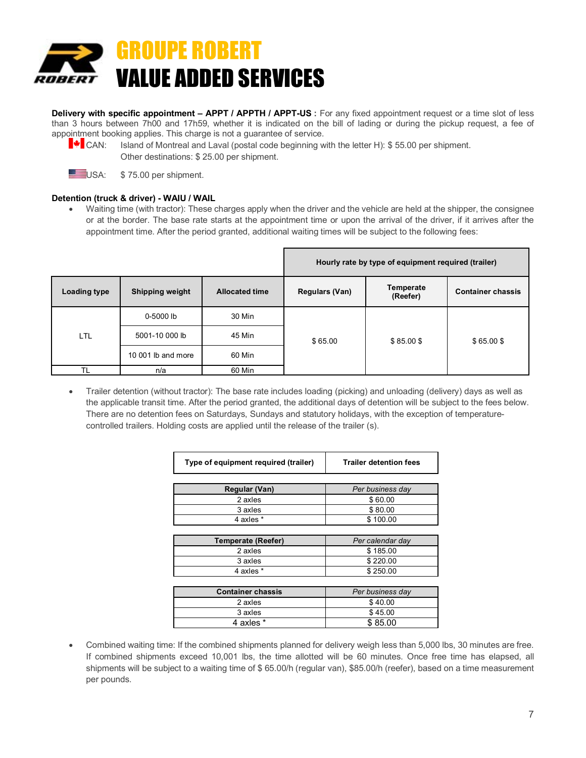# GROUPE ROBERT
# VALUE ADDED SERVICES

**Delivery with specific appointment – APPT / APPTH / APPT-US :** For any fixed appointment request or a time slot of less than 3 hours between 7h00 and 17h59, whether it is indicated on the bill of lading or during the pickup request, a fee of appointment booking applies. This charge is not a guarantee of service.

CAN: Island of Montreal and Laval (postal code beginning with the letter H): $ 55.00 per shipment.
Other destinations: $ 25.00 per shipment.

USA: $ 75.00 per shipment.

**Detention (truck & driver) - WAIU / WAIL**

- Waiting time (with tractor): These charges apply when the driver and the vehicle are held at the shipper, the consignee or at the border. The base rate starts at the appointment time or upon the arrival of the driver, if it arrives after the appointment time. After the period granted, additional waiting times will be subject to the following fees:

| | | | Hourly rate by type of equipment required (trailer) | | |
|---|---|---|---|---|---|
| **Loading type** | **Shipping weight** | **Allocated time** | **Regulars (Van)** | **Temperate (Reefer)** | **Container chassis** |
| LTL | 0-5000 lb | 30 Min | $ 65.00 | $ 85.00 $ | $ 65.00 $ |
| | 5001-10 000 lb | 45 Min | | | |
| | 10 001 lb and more | 60 Min | | | |
| TL | n/a | 60 Min | | | |

- Trailer detention (without tractor): The base rate includes loading (picking) and unloading (delivery) days as well as the applicable transit time. After the period granted, the additional days of detention will be subject to the fees below. There are no detention fees on Saturdays, Sundays and statutory holidays, with the exception of temperature-controlled trailers. Holding costs are applied until the release of the trailer (s).

| Type of equipment required (trailer) | Trailer detention fees |
|---|---|
| **Regular (Van)** | *Per business day* |
| 2 axles | $ 60.00 |
| 3 axles | $ 80.00 |
| 4 axles * | $ 100.00 |
| **Temperate (Reefer)** | *Per calendar day* |
| 2 axles | $ 185.00 |
| 3 axles | $ 220.00 |
| 4 axles * | $ 250.00 |
| **Container chassis** | *Per business day* |
| 2 axles | $ 40.00 |
| 3 axles | $ 45.00 |
| 4 axles * | $ 85.00 |

- Combined waiting time: If the combined shipments planned for delivery weigh less than 5,000 lbs, 30 minutes are free. If combined shipments exceed 10,001 lbs, the time allotted will be 60 minutes. Once free time has elapsed, all shipments will be subject to a waiting time of $ 65.00/h (regular van), $85.00/h (reefer), based on a time measurement per pounds.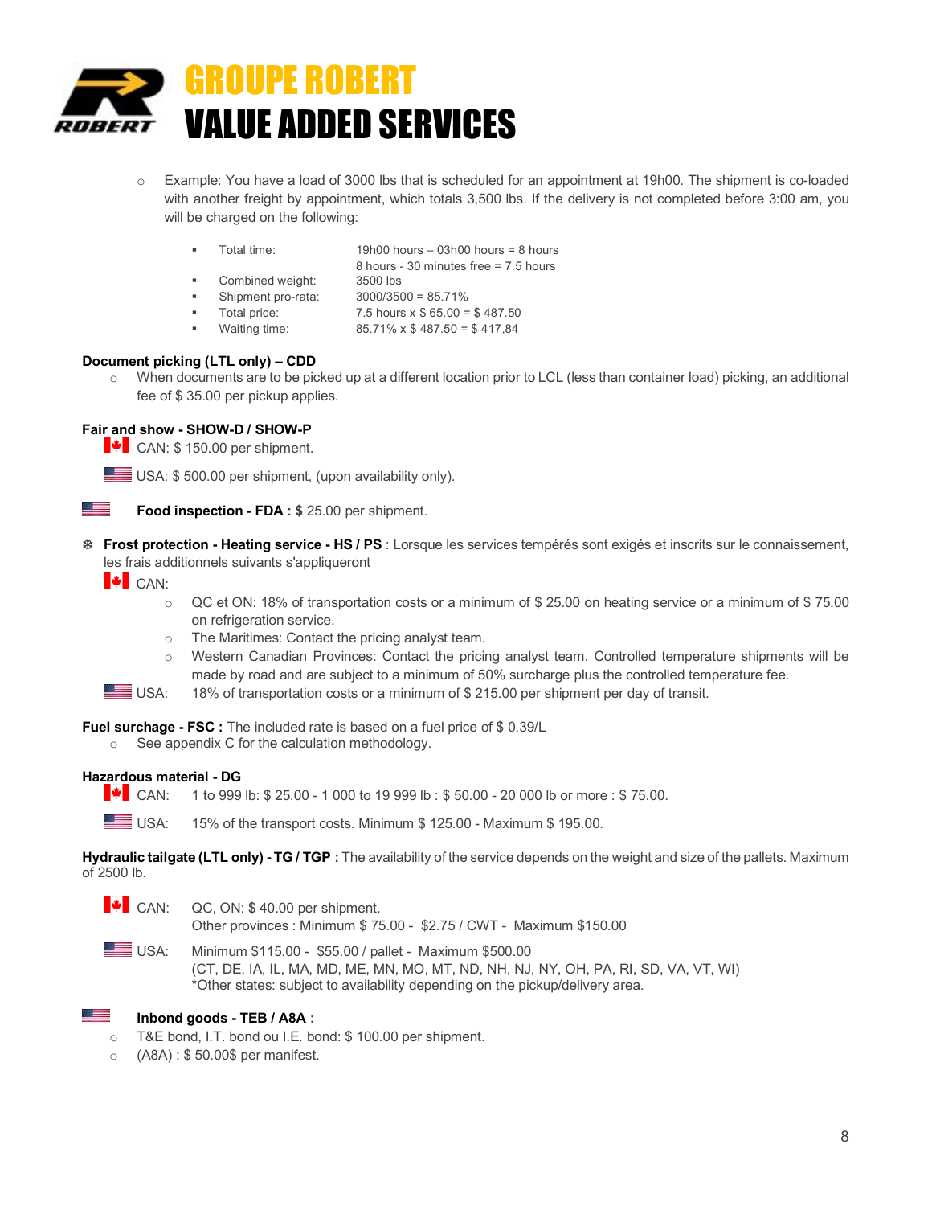- Example: You have a load of 3000 lbs that is scheduled for an appointment at 19h00. The shipment is co-loaded with another freight by appointment, which totals 3,500 lbs. If the delivery is not completed before 3:00 am, you will be charged on the following:

  - Total time: 19h00 hours – 03h00 hours = 8 hours
    8 hours - 30 minutes free = 7.5 hours
  - Combined weight: 3500 lbs
  - Shipment pro-rata: 3000/3500 = 85.71%
  - Total price: 7.5 hours x $ 65.00 = $ 487.50
  - Waiting time: 85.71% x $ 487.50 = $ 417,84

**Document picking (LTL only) – CDD**

- When documents are to be picked up at a different location prior to LCL (less than container load) picking, an additional fee of $ 35.00 per pickup applies.

**Fair and show - SHOW-D / SHOW-P**

CAN: $ 150.00 per shipment.

USA: $ 500.00 per shipment, (upon availability only).

**Food inspection - FDA :** $ 25.00 per shipment.

**Frost protection - Heating service - HS / PS** : Lorsque les services tempérés sont exigés et inscrits sur le connaissement, les frais additionnels suivants s'appliqueront

CAN:

- QC et ON: 18% of transportation costs or a minimum of $ 25.00 on heating service or a minimum of $ 75.00 on refrigeration service.
- The Maritimes: Contact the pricing analyst team.
- Western Canadian Provinces: Contact the pricing analyst team. Controlled temperature shipments will be made by road and are subject to a minimum of 50% surcharge plus the controlled temperature fee.

USA: 18% of transportation costs or a minimum of $ 215.00 per shipment per day of transit.

**Fuel surcharge - FSC :** The included rate is based on a fuel price of $ 0.39/L

- See appendix C for the calculation methodology.

**Hazardous material - DG**

CAN: 1 to 999 lb: $ 25.00 - 1 000 to 19 999 lb : $ 50.00 - 20 000 lb or more : $ 75.00.

USA: 15% of the transport costs. Minimum $ 125.00 - Maximum $ 195.00.

**Hydraulic tailgate (LTL only) - TG / TGP :** The availability of the service depends on the weight and size of the pallets. Maximum of 2500 lb.

CAN: QC, ON: $ 40.00 per shipment.
Other provinces : Minimum $ 75.00 - $2.75 / CWT - Maximum $150.00

USA: Minimum $115.00 - $55.00 / pallet - Maximum $500.00
(CT, DE, IA, IL, MA, MD, ME, MN, MO, MT, ND, NH, NJ, NY, OH, PA, RI, SD, VA, VT, WI)
*Other states: subject to availability depending on the pickup/delivery area.

**Inbond goods - TEB / A8A :**

- T&E bond, I.T. bond ou I.E. bond: $ 100.00 per shipment.
- (A8A) : $ 50.00$ per manifest.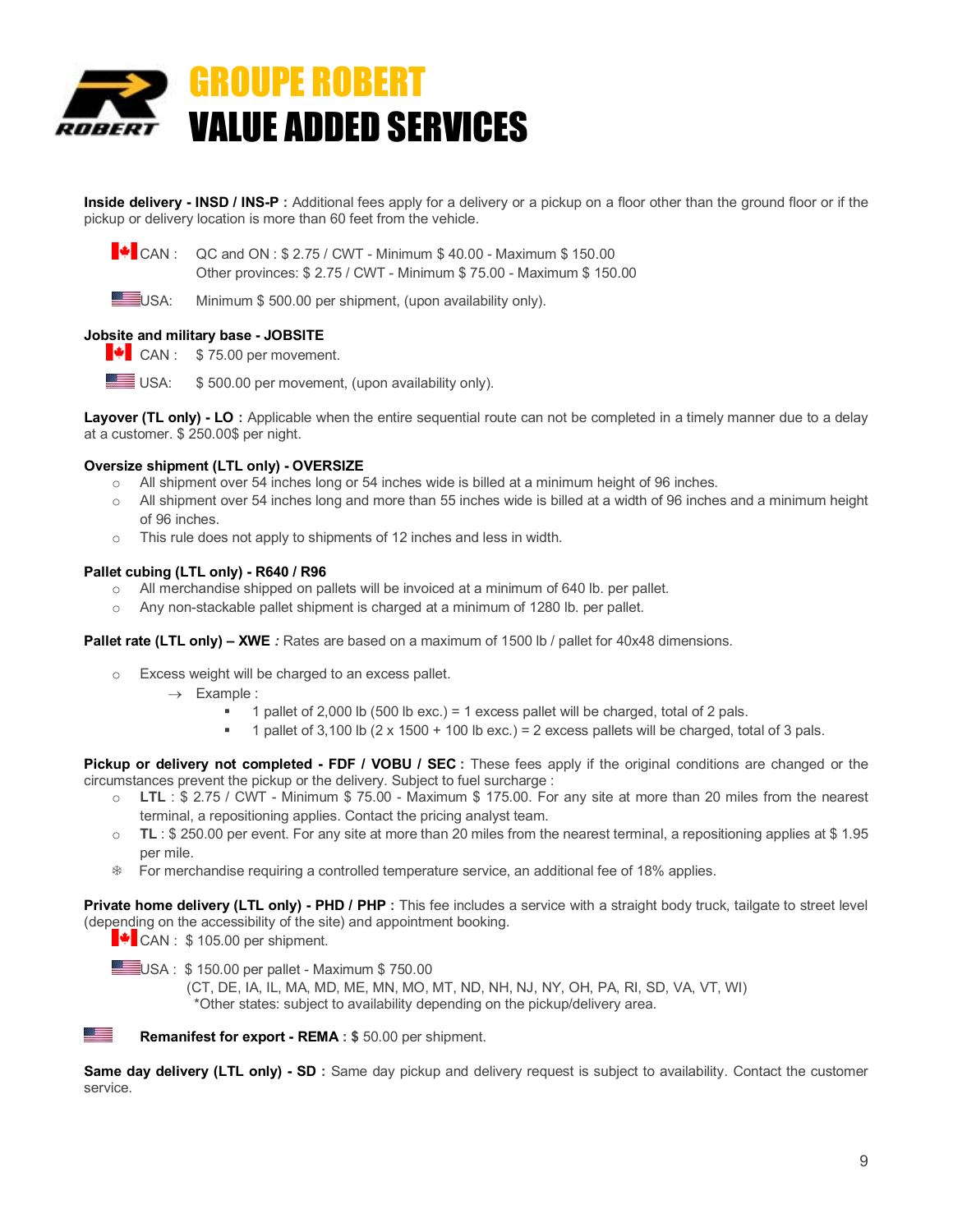# GROUPE ROBERT
# VALUE ADDED SERVICES

**Inside delivery - INSD / INS-P :** Additional fees apply for a delivery or a pickup on a floor other than the ground floor or if the pickup or delivery location is more than 60 feet from the vehicle.

CAN : QC and ON : $ 2.75 / CWT - Minimum $ 40.00 - Maximum $ 150.00
Other provinces: $ 2.75 / CWT - Minimum $ 75.00 - Maximum $ 150.00

USA: Minimum $ 500.00 per shipment, (upon availability only).

**Jobsite and military base - JOBSITE**

CAN : $ 75.00 per movement.

USA: $ 500.00 per movement, (upon availability only).

**Layover (TL only) - LO :** Applicable when the entire sequential route can not be completed in a timely manner due to a delay at a customer. $ 250.00$ per night.

**Oversize shipment (LTL only) - OVERSIZE**

- All shipment over 54 inches long or 54 inches wide is billed at a minimum height of 96 inches.
- All shipment over 54 inches long and more than 55 inches wide is billed at a width of 96 inches and a minimum height of 96 inches.
- This rule does not apply to shipments of 12 inches and less in width.

**Pallet cubing (LTL only) - R640 / R96**

- All merchandise shipped on pallets will be invoiced at a minimum of 640 lb. per pallet.
- Any non-stackable pallet shipment is charged at a minimum of 1280 lb. per pallet.

**Pallet rate (LTL only) – XWE** *:* Rates are based on a maximum of 1500 lb / pallet for 40x48 dimensions.

- Excess weight will be charged to an excess pallet.
  - → Example :
    - 1 pallet of 2,000 lb (500 lb exc.) = 1 excess pallet will be charged, total of 2 pals.
    - 1 pallet of 3,100 lb (2 x 1500 + 100 lb exc.) = 2 excess pallets will be charged, total of 3 pals.

**Pickup or delivery not completed - FDF / VOBU / SEC :** These fees apply if the original conditions are changed or the circumstances prevent the pickup or the delivery. Subject to fuel surcharge :

- **LTL** : $ 2.75 / CWT - Minimum $ 75.00 - Maximum $ 175.00. For any site at more than 20 miles from the nearest terminal, a repositioning applies. Contact the pricing analyst team.
- **TL** : $ 250.00 per event. For any site at more than 20 miles from the nearest terminal, a repositioning applies at $ 1.95 per mile.
- ❄ For merchandise requiring a controlled temperature service, an additional fee of 18% applies.

**Private home delivery (LTL only) - PHD / PHP :** This fee includes a service with a straight body truck, tailgate to street level (depending on the accessibility of the site) and appointment booking.

CAN : $ 105.00 per shipment.

USA : $ 150.00 per pallet - Maximum $ 750.00
(CT, DE, IA, IL, MA, MD, ME, MN, MO, MT, ND, NH, NJ, NY, OH, PA, RI, SD, VA, VT, WI)
*Other states: subject to availability depending on the pickup/delivery area.

**Remanifest for export - REMA :** $ 50.00 per shipment.

**Same day delivery (LTL only) - SD :** Same day pickup and delivery request is subject to availability. Contact the customer service.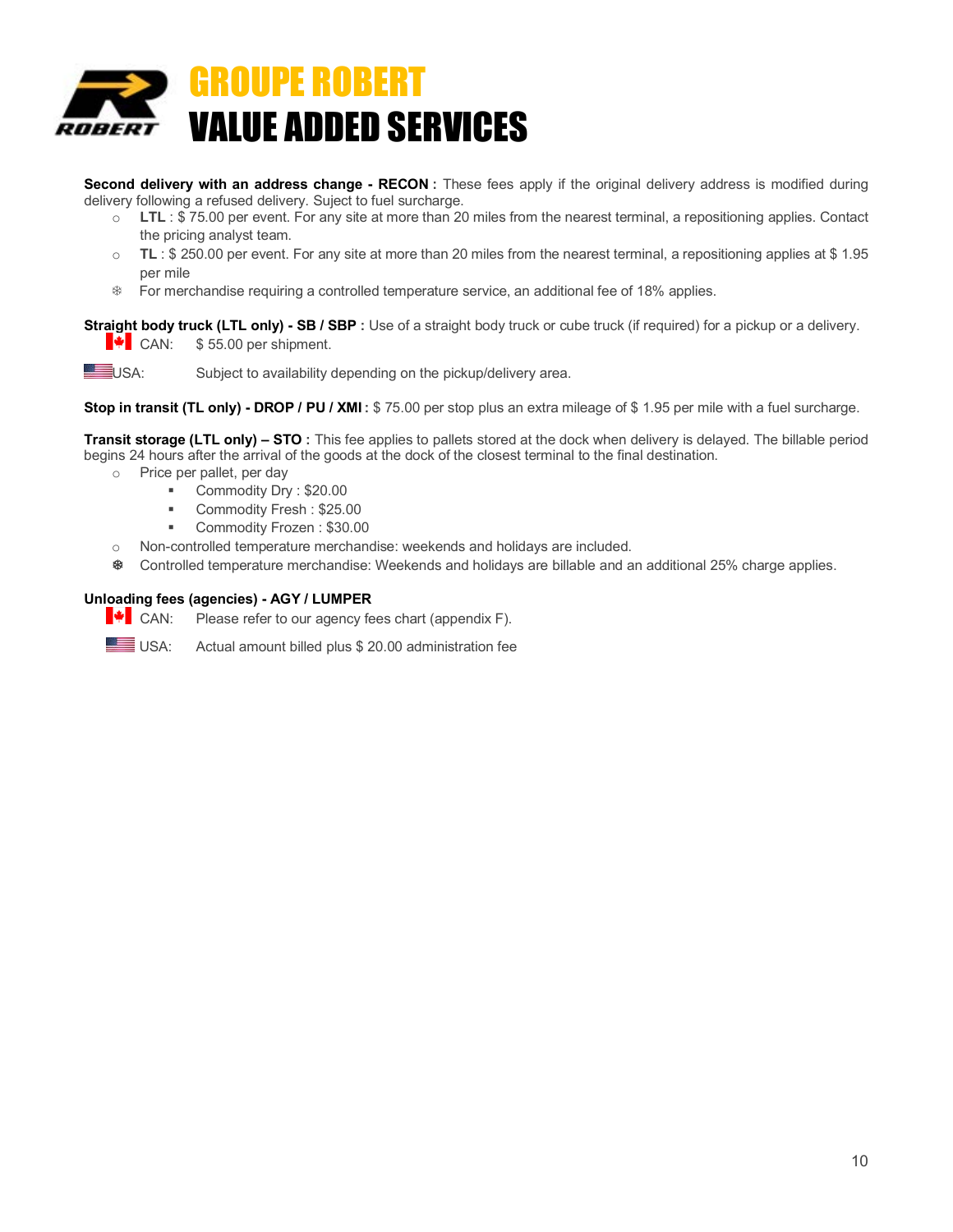# GROUPE ROBERT
# VALUE ADDED SERVICES

**Second delivery with an address change - RECON :** These fees apply if the original delivery address is modified during delivery following a refused delivery. Suject to fuel surcharge.

- **LTL** : $ 75.00 per event. For any site at more than 20 miles from the nearest terminal, a repositioning applies. Contact the pricing analyst team.
- **TL** : $ 250.00 per event. For any site at more than 20 miles from the nearest terminal, a repositioning applies at $ 1.95 per mile
- ❄ For merchandise requiring a controlled temperature service, an additional fee of 18% applies.

**Straight body truck (LTL only) - SB / SBP :** Use of a straight body truck or cube truck (if required) for a pickup or a delivery.

- CAN: $ 55.00 per shipment.
- USA: Subject to availability depending on the pickup/delivery area.

**Stop in transit (TL only) - DROP / PU / XMI :** $ 75.00 per stop plus an extra mileage of $ 1.95 per mile with a fuel surcharge.

**Transit storage (LTL only) – STO :** This fee applies to pallets stored at the dock when delivery is delayed. The billable period begins 24 hours after the arrival of the goods at the dock of the closest terminal to the final destination.

- Price per pallet, per day
  - Commodity Dry : $20.00
  - Commodity Fresh : $25.00
  - Commodity Frozen : $30.00
- Non-controlled temperature merchandise: weekends and holidays are included.
- ❄ Controlled temperature merchandise: Weekends and holidays are billable and an additional 25% charge applies.

**Unloading fees (agencies) - AGY / LUMPER**

- CAN: Please refer to our agency fees chart (appendix F).
- USA: Actual amount billed plus $ 20.00 administration fee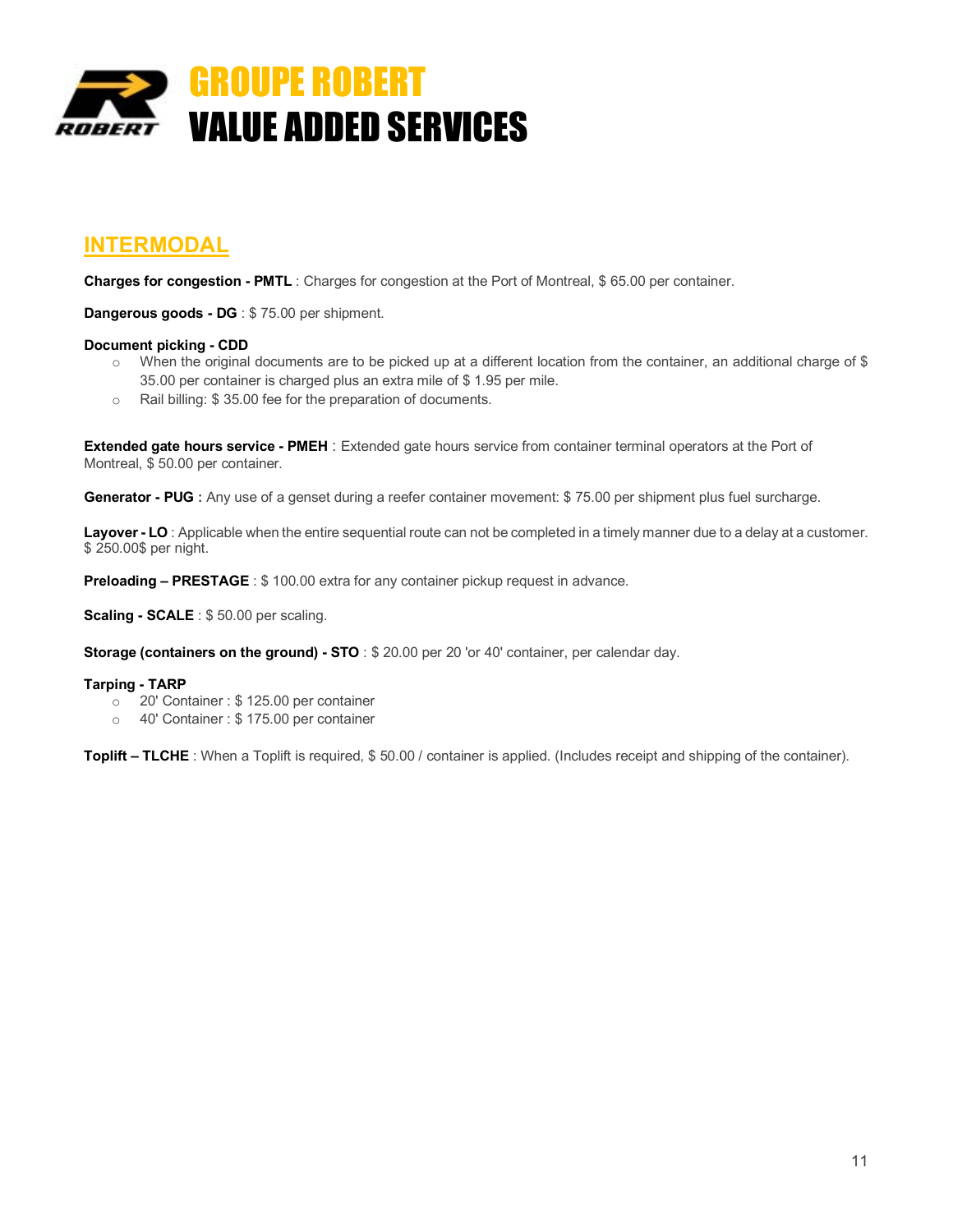# GROUPE ROBERT
# VALUE ADDED SERVICES

## INTERMODAL

**Charges for congestion - PMTL** : Charges for congestion at the Port of Montreal, $ 65.00 per container.

**Dangerous goods - DG** : $ 75.00 per shipment.

**Document picking - CDD**

- When the original documents are to be picked up at a different location from the container, an additional charge of $ 35.00 per container is charged plus an extra mile of $ 1.95 per mile.
- Rail billing: $ 35.00 fee for the preparation of documents.

**Extended gate hours service - PMEH** : Extended gate hours service from container terminal operators at the Port of Montreal, $ 50.00 per container.

**Generator - PUG :** Any use of a genset during a reefer container movement: $ 75.00 per shipment plus fuel surcharge.

**Layover - LO** : Applicable when the entire sequential route can not be completed in a timely manner due to a delay at a customer. $ 250.00$ per night.

**Preloading – PRESTAGE** : $ 100.00 extra for any container pickup request in advance.

**Scaling - SCALE** : $ 50.00 per scaling.

**Storage (containers on the ground) - STO** : $ 20.00 per 20 'or 40' container, per calendar day.

**Tarping - TARP**

- 20' Container : $ 125.00 per container
- 40' Container : $ 175.00 per container

**Toplift – TLCHE** : When a Toplift is required, $ 50.00 / container is applied. (Includes receipt and shipping of the container).